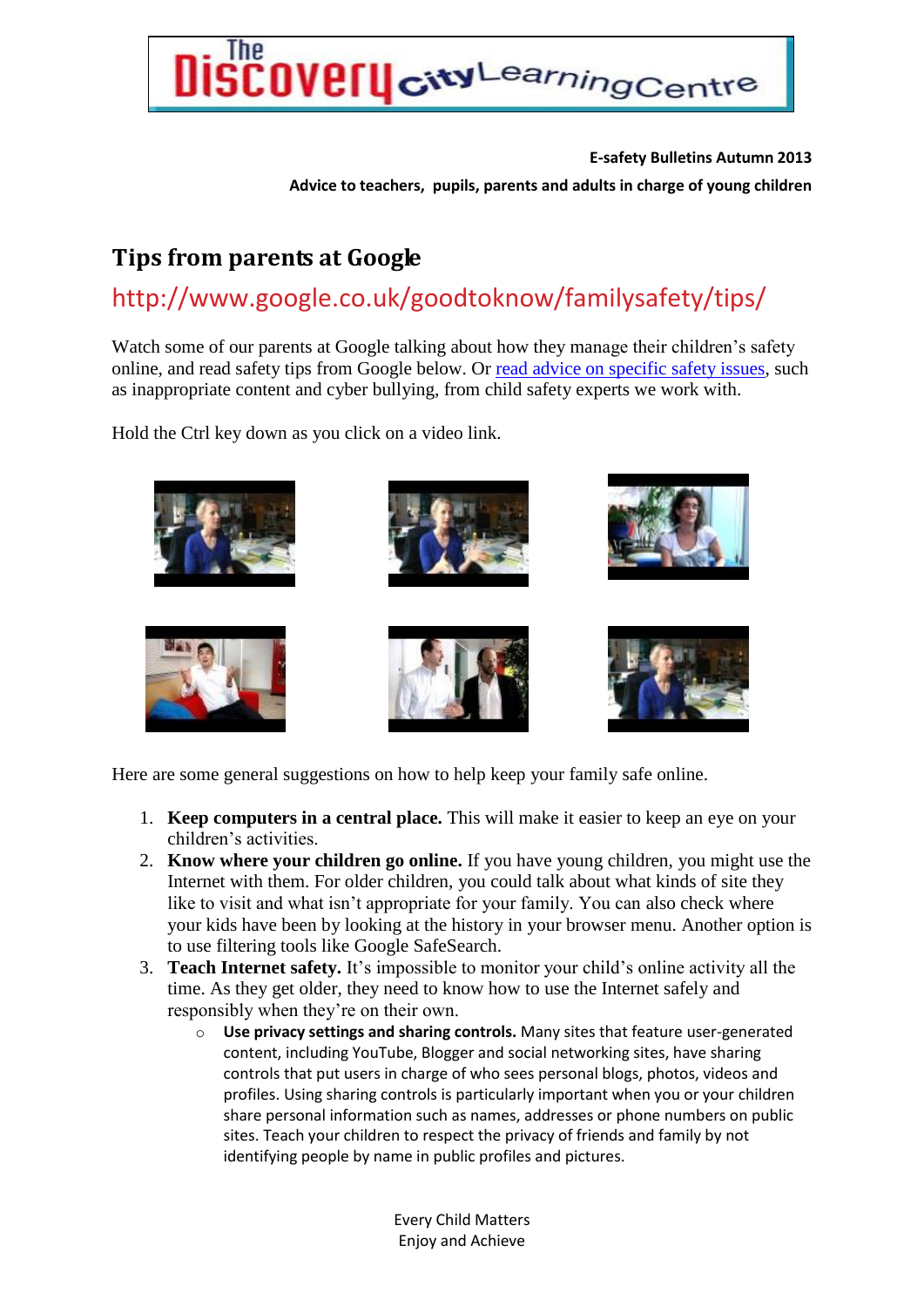**E-safety Bulletins Autumn 2013**

**Advice to teachers, pupils, parents and adults in charge of young children**

# Tips from parents at Google

## http://www.google.co.uk/goodtoknow/familysafety/tips/

Watch some of our parents at Google talking about how they manage their children's safety online, and read safety tips from Google below. Or read advice on specific safety issues, such as inappropriate content and cyber bullying, from child safety experts we work with.

Hold the Ctrl key down as you click on a video link.

Here are some general suggestions on how to help keep your family safe online.

1. **Keep computers in a central place.** This will make it easier to keep an eye on your children's activities.
2. **Know where your children go online.** If you have young children, you might use the Internet with them. For older children, you could talk about what kinds of site they like to visit and what isn't appropriate for your family. You can also check where your kids have been by looking at the history in your browser menu. Another option is to use filtering tools like Google SafeSearch.
3. **Teach Internet safety.** It's impossible to monitor your child's online activity all the time. As they get older, they need to know how to use the Internet safely and responsibly when they're on their own.
   - **Use privacy settings and sharing controls.** Many sites that feature user-generated content, including YouTube, Blogger and social networking sites, have sharing controls that put users in charge of who sees personal blogs, photos, videos and profiles. Using sharing controls is particularly important when you or your children share personal information such as names, addresses or phone numbers on public sites. Teach your children to respect the privacy of friends and family by not identifying people by name in public profiles and pictures.

Every Child Matters
Enjoy and Achieve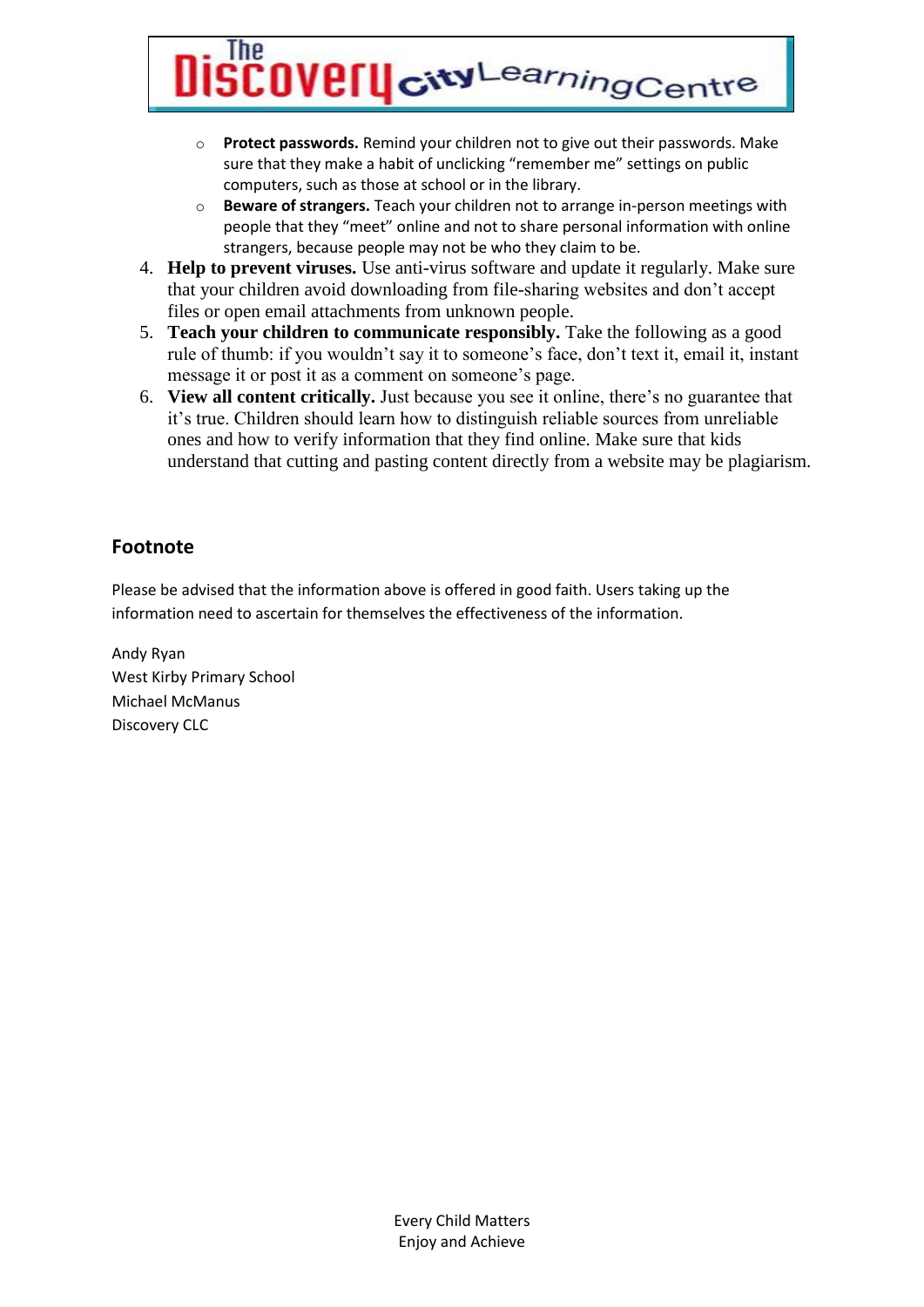- **Protect passwords.** Remind your children not to give out their passwords. Make sure that they make a habit of unclicking "remember me" settings on public computers, such as those at school or in the library.
- **Beware of strangers.** Teach your children not to arrange in-person meetings with people that they "meet" online and not to share personal information with online strangers, because people may not be who they claim to be.

4. **Help to prevent viruses.** Use anti-virus software and update it regularly. Make sure that your children avoid downloading from file-sharing websites and don't accept files or open email attachments from unknown people.
5. **Teach your children to communicate responsibly.** Take the following as a good rule of thumb: if you wouldn't say it to someone's face, don't text it, email it, instant message it or post it as a comment on someone's page.
6. **View all content critically.** Just because you see it online, there's no guarantee that it's true. Children should learn how to distinguish reliable sources from unreliable ones and how to verify information that they find online. Make sure that kids understand that cutting and pasting content directly from a website may be plagiarism.

## Footnote

Please be advised that the information above is offered in good faith. Users taking up the information need to ascertain for themselves the effectiveness of the information.

Andy Ryan
West Kirby Primary School
Michael McManus
Discovery CLC